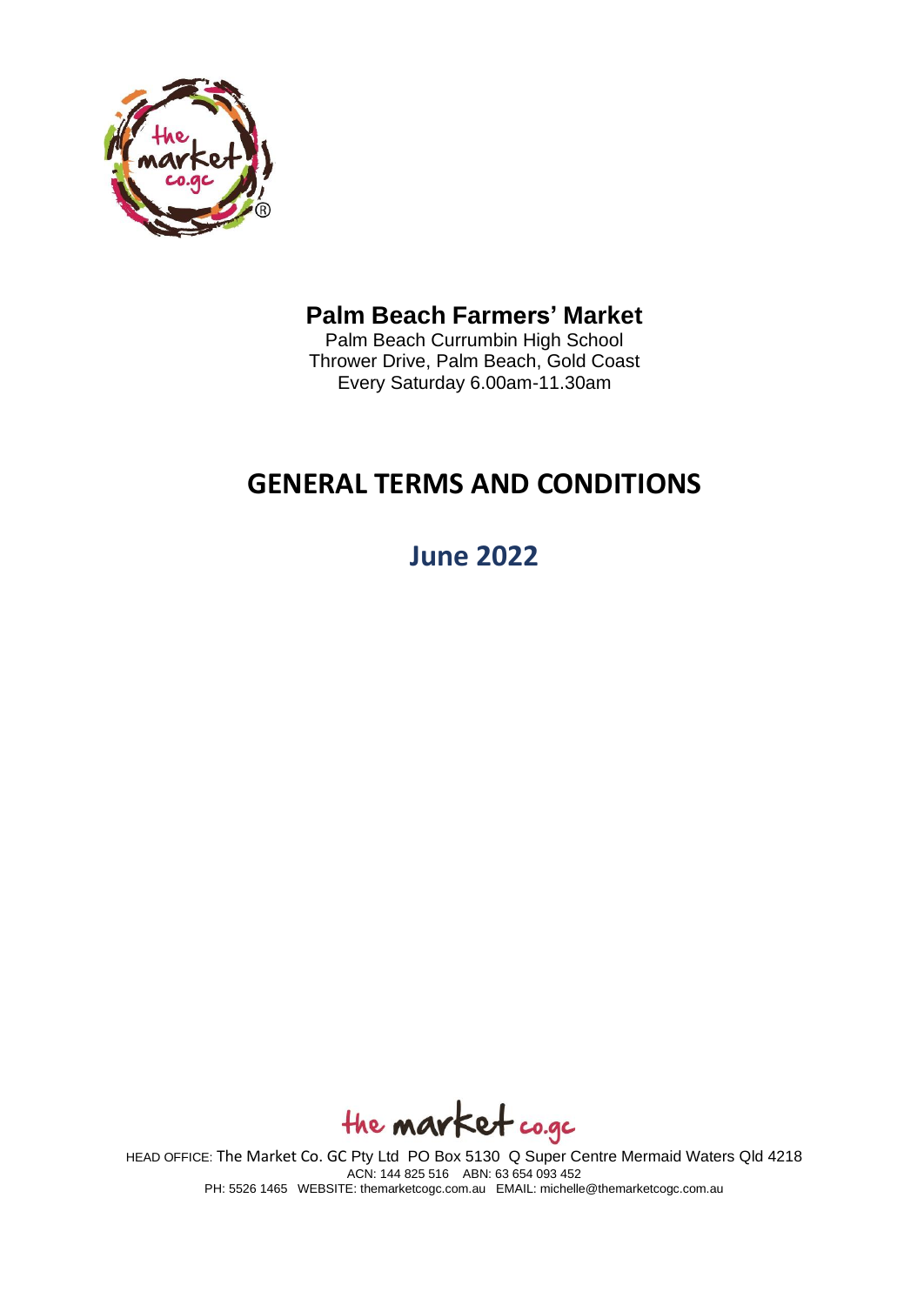# Palm Beach Farmers' Market

Palm Beach Currumbin High School
Thrower Drive, Palm Beach, Gold Coast
Every Saturday 6.00am-11.30am

# GENERAL TERMS AND CONDITIONS

## June 2022

HEAD OFFICE: The Market Co. GC Pty Ltd PO Box 5130 Q Super Centre Mermaid Waters Qld 4218
ACN: 144 825 516 ABN: 63 654 093 452
PH: 5526 1465 WEBSITE: themarketcogc.com.au EMAIL: michelle@themarketcogc.com.au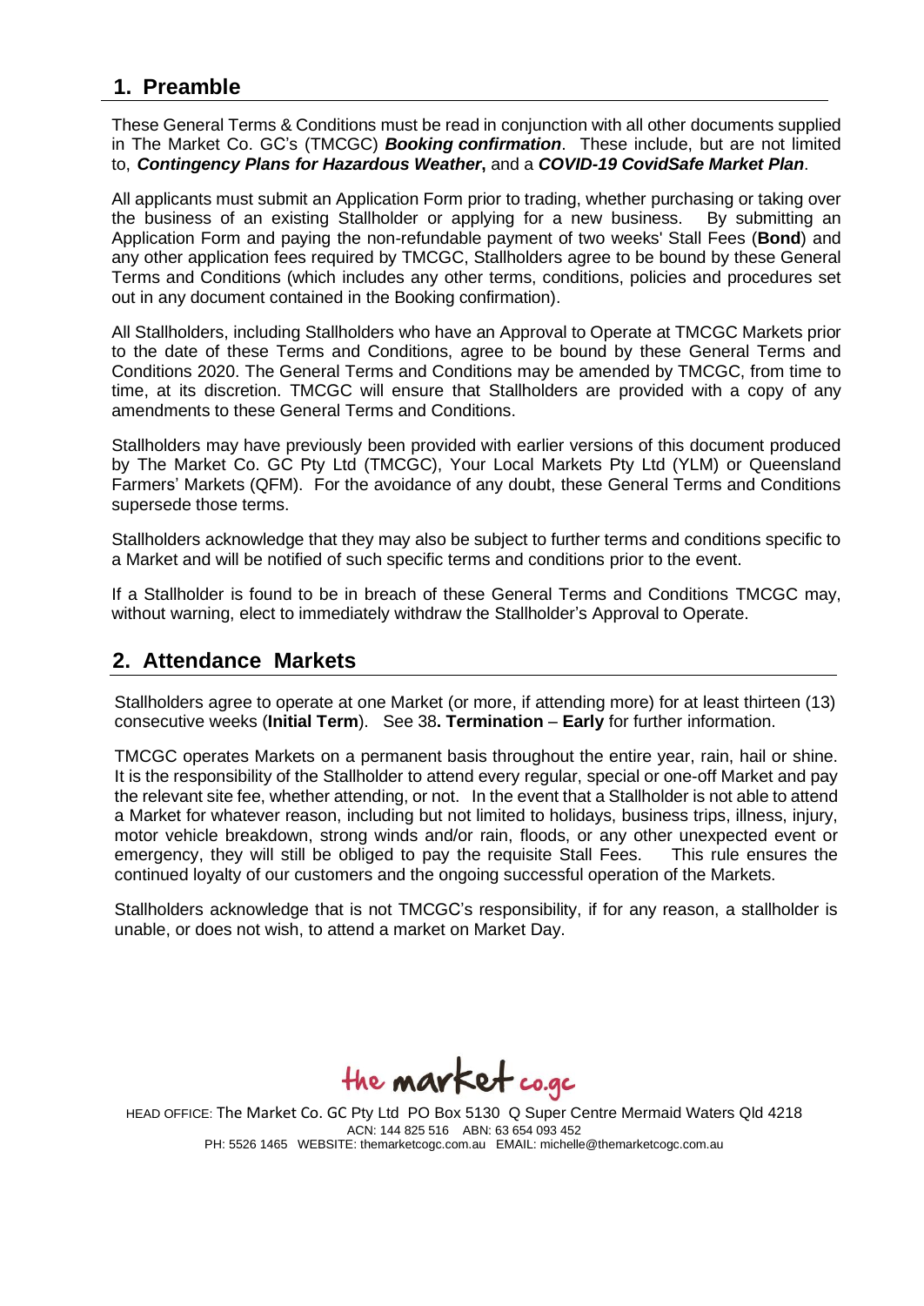## 1. Preamble

These General Terms & Conditions must be read in conjunction with all other documents supplied in The Market Co. GC's (TMCGC) ***Booking confirmation***. These include, but are not limited to, ***Contingency Plans for Hazardous Weather***, and a ***COVID-19 CovidSafe Market Plan***.

All applicants must submit an Application Form prior to trading, whether purchasing or taking over the business of an existing Stallholder or applying for a new business. By submitting an Application Form and paying the non-refundable payment of two weeks' Stall Fees (**Bond**) and any other application fees required by TMCGC, Stallholders agree to be bound by these General Terms and Conditions (which includes any other terms, conditions, policies and procedures set out in any document contained in the Booking confirmation).

All Stallholders, including Stallholders who have an Approval to Operate at TMCGC Markets prior to the date of these Terms and Conditions, agree to be bound by these General Terms and Conditions 2020. The General Terms and Conditions may be amended by TMCGC, from time to time, at its discretion. TMCGC will ensure that Stallholders are provided with a copy of any amendments to these General Terms and Conditions.

Stallholders may have previously been provided with earlier versions of this document produced by The Market Co. GC Pty Ltd (TMCGC), Your Local Markets Pty Ltd (YLM) or Queensland Farmers' Markets (QFM). For the avoidance of any doubt, these General Terms and Conditions supersede those terms.

Stallholders acknowledge that they may also be subject to further terms and conditions specific to a Market and will be notified of such specific terms and conditions prior to the event.

If a Stallholder is found to be in breach of these General Terms and Conditions TMCGC may, without warning, elect to immediately withdraw the Stallholder's Approval to Operate.

## 2. Attendance Markets

Stallholders agree to operate at one Market (or more, if attending more) for at least thirteen (13) consecutive weeks (**Initial Term**). See 38**. Termination** – **Early** for further information.

TMCGC operates Markets on a permanent basis throughout the entire year, rain, hail or shine. It is the responsibility of the Stallholder to attend every regular, special or one-off Market and pay the relevant site fee, whether attending, or not. In the event that a Stallholder is not able to attend a Market for whatever reason, including but not limited to holidays, business trips, illness, injury, motor vehicle breakdown, strong winds and/or rain, floods, or any other unexpected event or emergency, they will still be obliged to pay the requisite Stall Fees. This rule ensures the continued loyalty of our customers and the ongoing successful operation of the Markets.

Stallholders acknowledge that is not TMCGC's responsibility, if for any reason, a stallholder is unable, or does not wish, to attend a market on Market Day.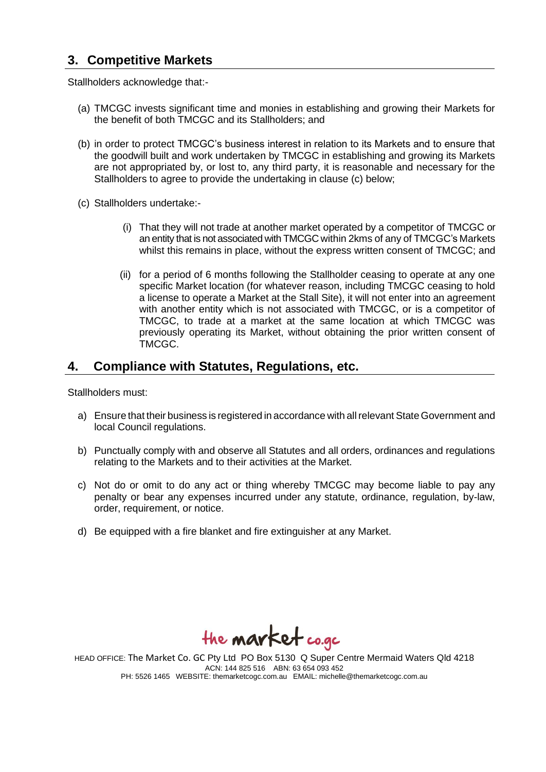## 3. Competitive Markets

Stallholders acknowledge that:-

(a) TMCGC invests significant time and monies in establishing and growing their Markets for the benefit of both TMCGC and its Stallholders; and

(b) in order to protect TMCGC's business interest in relation to its Markets and to ensure that the goodwill built and work undertaken by TMCGC in establishing and growing its Markets are not appropriated by, or lost to, any third party, it is reasonable and necessary for the Stallholders to agree to provide the undertaking in clause (c) below;

(c) Stallholders undertake:-

   (i) That they will not trade at another market operated by a competitor of TMCGC or an entity that is not associated with TMCGC within 2kms of any of TMCGC's Markets whilst this remains in place, without the express written consent of TMCGC; and

   (ii) for a period of 6 months following the Stallholder ceasing to operate at any one specific Market location (for whatever reason, including TMCGC ceasing to hold a license to operate a Market at the Stall Site), it will not enter into an agreement with another entity which is not associated with TMCGC, or is a competitor of TMCGC, to trade at a market at the same location at which TMCGC was previously operating its Market, without obtaining the prior written consent of TMCGC.

## 4. Compliance with Statutes, Regulations, etc.

Stallholders must:

a) Ensure that their business is registered in accordance with all relevant State Government and local Council regulations.

b) Punctually comply with and observe all Statutes and all orders, ordinances and regulations relating to the Markets and to their activities at the Market.

c) Not do or omit to do any act or thing whereby TMCGC may become liable to pay any penalty or bear any expenses incurred under any statute, ordinance, regulation, by-law, order, requirement, or notice.

d) Be equipped with a fire blanket and fire extinguisher at any Market.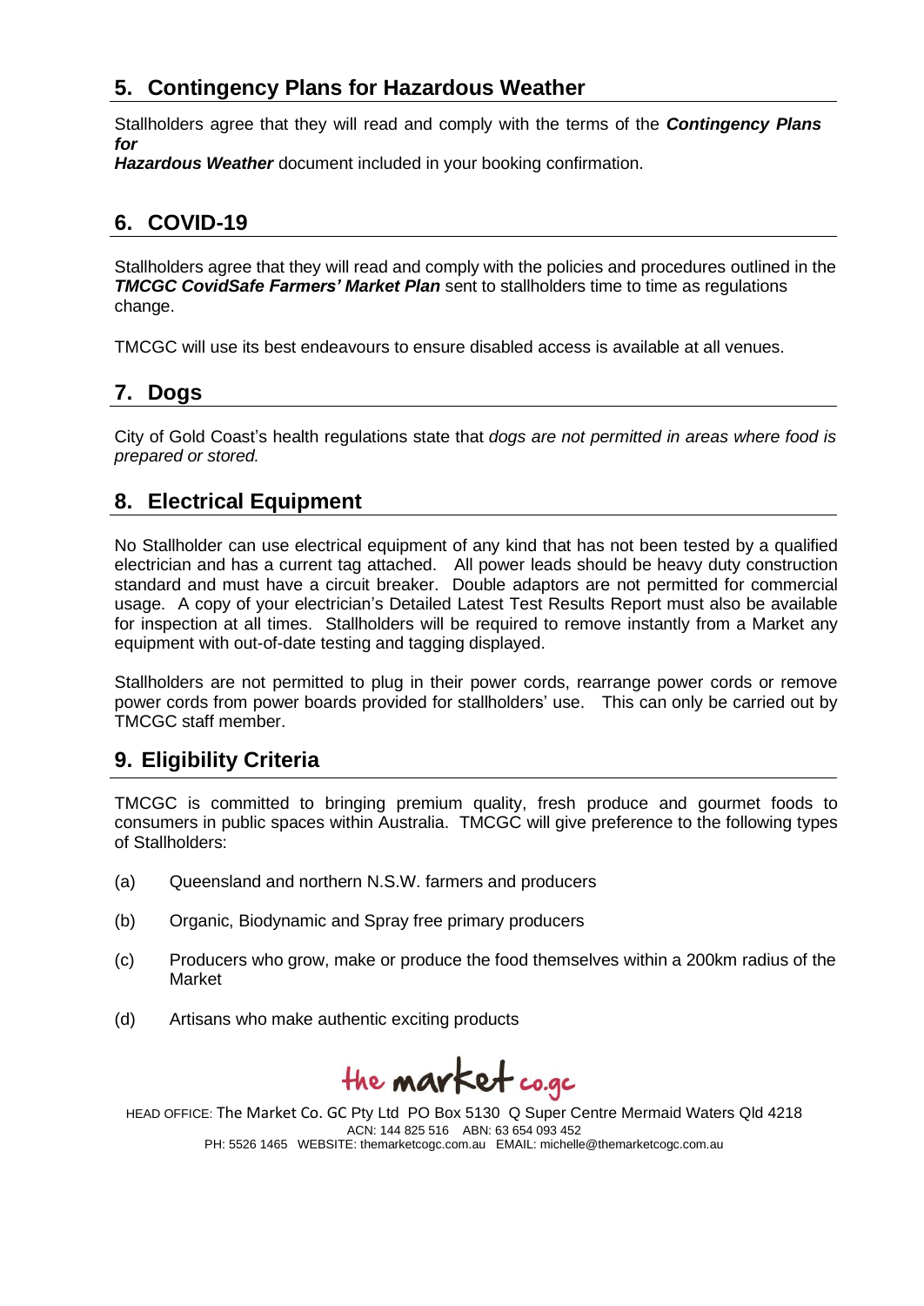## 5. Contingency Plans for Hazardous Weather

Stallholders agree that they will read and comply with the terms of the ***Contingency Plans for Hazardous Weather*** document included in your booking confirmation.

## 6. COVID-19

Stallholders agree that they will read and comply with the policies and procedures outlined in the ***TMCGC CovidSafe Farmers' Market Plan*** sent to stallholders time to time as regulations change.

TMCGC will use its best endeavours to ensure disabled access is available at all venues.

## 7. Dogs

City of Gold Coast's health regulations state that *dogs are not permitted in areas where food is prepared or stored.*

## 8. Electrical Equipment

No Stallholder can use electrical equipment of any kind that has not been tested by a qualified electrician and has a current tag attached. All power leads should be heavy duty construction standard and must have a circuit breaker. Double adaptors are not permitted for commercial usage. A copy of your electrician's Detailed Latest Test Results Report must also be available for inspection at all times. Stallholders will be required to remove instantly from a Market any equipment with out-of-date testing and tagging displayed.

Stallholders are not permitted to plug in their power cords, rearrange power cords or remove power cords from power boards provided for stallholders' use. This can only be carried out by TMCGC staff member.

## 9. Eligibility Criteria

TMCGC is committed to bringing premium quality, fresh produce and gourmet foods to consumers in public spaces within Australia. TMCGC will give preference to the following types of Stallholders:

(a) Queensland and northern N.S.W. farmers and producers

(b) Organic, Biodynamic and Spray free primary producers

(c) Producers who grow, make or produce the food themselves within a 200km radius of the Market

(d) Artisans who make authentic exciting products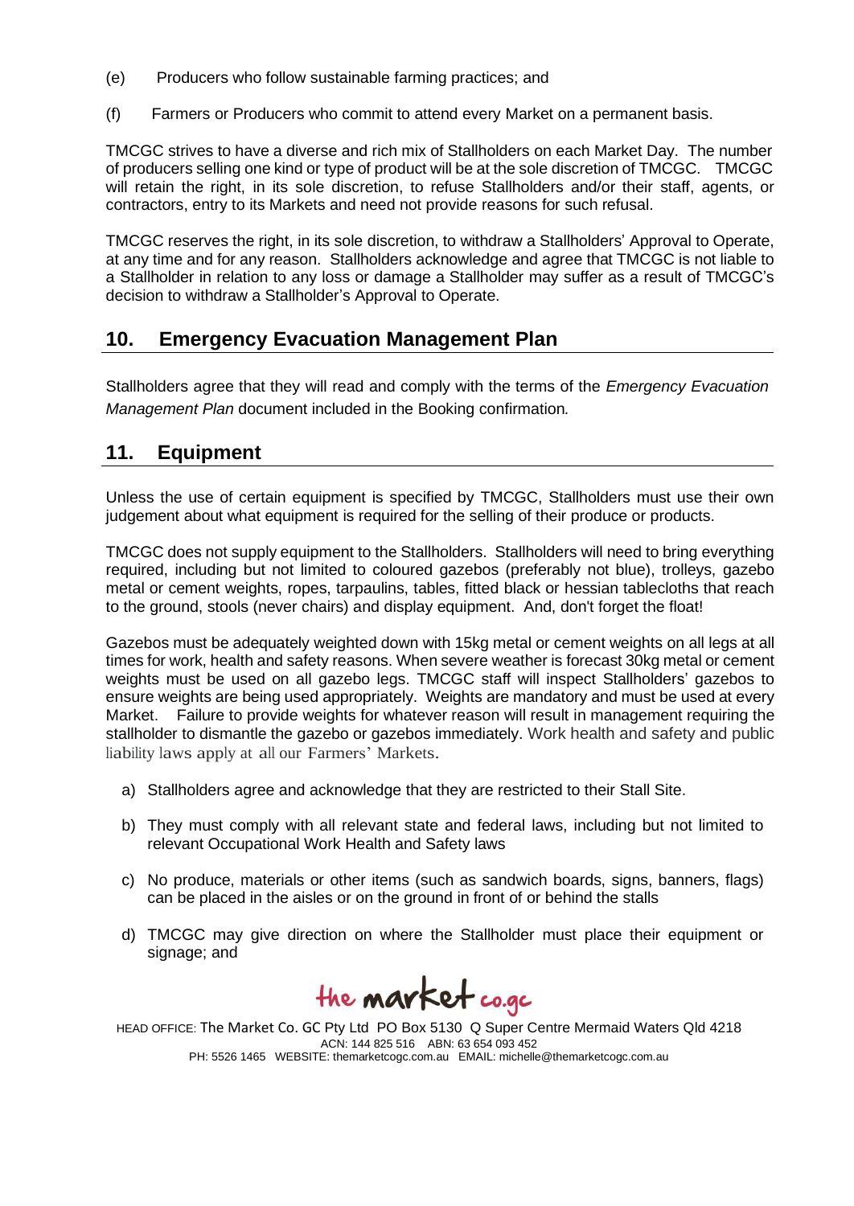(e) Producers who follow sustainable farming practices; and

(f) Farmers or Producers who commit to attend every Market on a permanent basis.

TMCGC strives to have a diverse and rich mix of Stallholders on each Market Day. The number of producers selling one kind or type of product will be at the sole discretion of TMCGC. TMCGC will retain the right, in its sole discretion, to refuse Stallholders and/or their staff, agents, or contractors, entry to its Markets and need not provide reasons for such refusal.

TMCGC reserves the right, in its sole discretion, to withdraw a Stallholders' Approval to Operate, at any time and for any reason. Stallholders acknowledge and agree that TMCGC is not liable to a Stallholder in relation to any loss or damage a Stallholder may suffer as a result of TMCGC's decision to withdraw a Stallholder's Approval to Operate.

## 10. Emergency Evacuation Management Plan

Stallholders agree that they will read and comply with the terms of the *Emergency Evacuation Management Plan* document included in the Booking confirmation.

## 11. Equipment

Unless the use of certain equipment is specified by TMCGC, Stallholders must use their own judgement about what equipment is required for the selling of their produce or products.

TMCGC does not supply equipment to the Stallholders. Stallholders will need to bring everything required, including but not limited to coloured gazebos (preferably not blue), trolleys, gazebo metal or cement weights, ropes, tarpaulins, tables, fitted black or hessian tablecloths that reach to the ground, stools (never chairs) and display equipment. And, don't forget the float!

Gazebos must be adequately weighted down with 15kg metal or cement weights on all legs at all times for work, health and safety reasons. When severe weather is forecast 30kg metal or cement weights must be used on all gazebo legs. TMCGC staff will inspect Stallholders' gazebos to ensure weights are being used appropriately. Weights are mandatory and must be used at every Market. Failure to provide weights for whatever reason will result in management requiring the stallholder to dismantle the gazebo or gazebos immediately. Work health and safety and public liability laws apply at all our Farmers' Markets.

a) Stallholders agree and acknowledge that they are restricted to their Stall Site.

b) They must comply with all relevant state and federal laws, including but not limited to relevant Occupational Work Health and Safety laws

c) No produce, materials or other items (such as sandwich boards, signs, banners, flags) can be placed in the aisles or on the ground in front of or behind the stalls

d) TMCGC may give direction on where the Stallholder must place their equipment or signage; and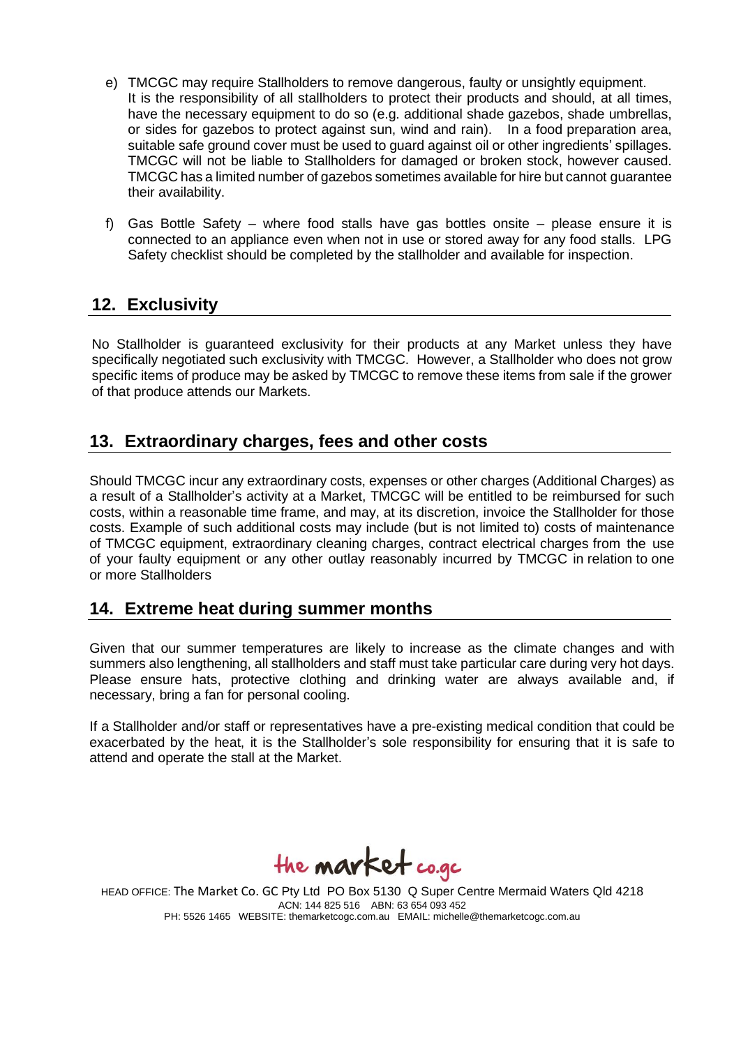e) TMCGC may require Stallholders to remove dangerous, faulty or unsightly equipment. It is the responsibility of all stallholders to protect their products and should, at all times, have the necessary equipment to do so (e.g. additional shade gazebos, shade umbrellas, or sides for gazebos to protect against sun, wind and rain). In a food preparation area, suitable safe ground cover must be used to guard against oil or other ingredients' spillages. TMCGC will not be liable to Stallholders for damaged or broken stock, however caused. TMCGC has a limited number of gazebos sometimes available for hire but cannot guarantee their availability.

f) Gas Bottle Safety – where food stalls have gas bottles onsite – please ensure it is connected to an appliance even when not in use or stored away for any food stalls. LPG Safety checklist should be completed by the stallholder and available for inspection.

## 12. Exclusivity

No Stallholder is guaranteed exclusivity for their products at any Market unless they have specifically negotiated such exclusivity with TMCGC. However, a Stallholder who does not grow specific items of produce may be asked by TMCGC to remove these items from sale if the grower of that produce attends our Markets.

## 13. Extraordinary charges, fees and other costs

Should TMCGC incur any extraordinary costs, expenses or other charges (Additional Charges) as a result of a Stallholder's activity at a Market, TMCGC will be entitled to be reimbursed for such costs, within a reasonable time frame, and may, at its discretion, invoice the Stallholder for those costs. Example of such additional costs may include (but is not limited to) costs of maintenance of TMCGC equipment, extraordinary cleaning charges, contract electrical charges from the use of your faulty equipment or any other outlay reasonably incurred by TMCGC in relation to one or more Stallholders

## 14. Extreme heat during summer months

Given that our summer temperatures are likely to increase as the climate changes and with summers also lengthening, all stallholders and staff must take particular care during very hot days. Please ensure hats, protective clothing and drinking water are always available and, if necessary, bring a fan for personal cooling.

If a Stallholder and/or staff or representatives have a pre-existing medical condition that could be exacerbated by the heat, it is the Stallholder's sole responsibility for ensuring that it is safe to attend and operate the stall at the Market.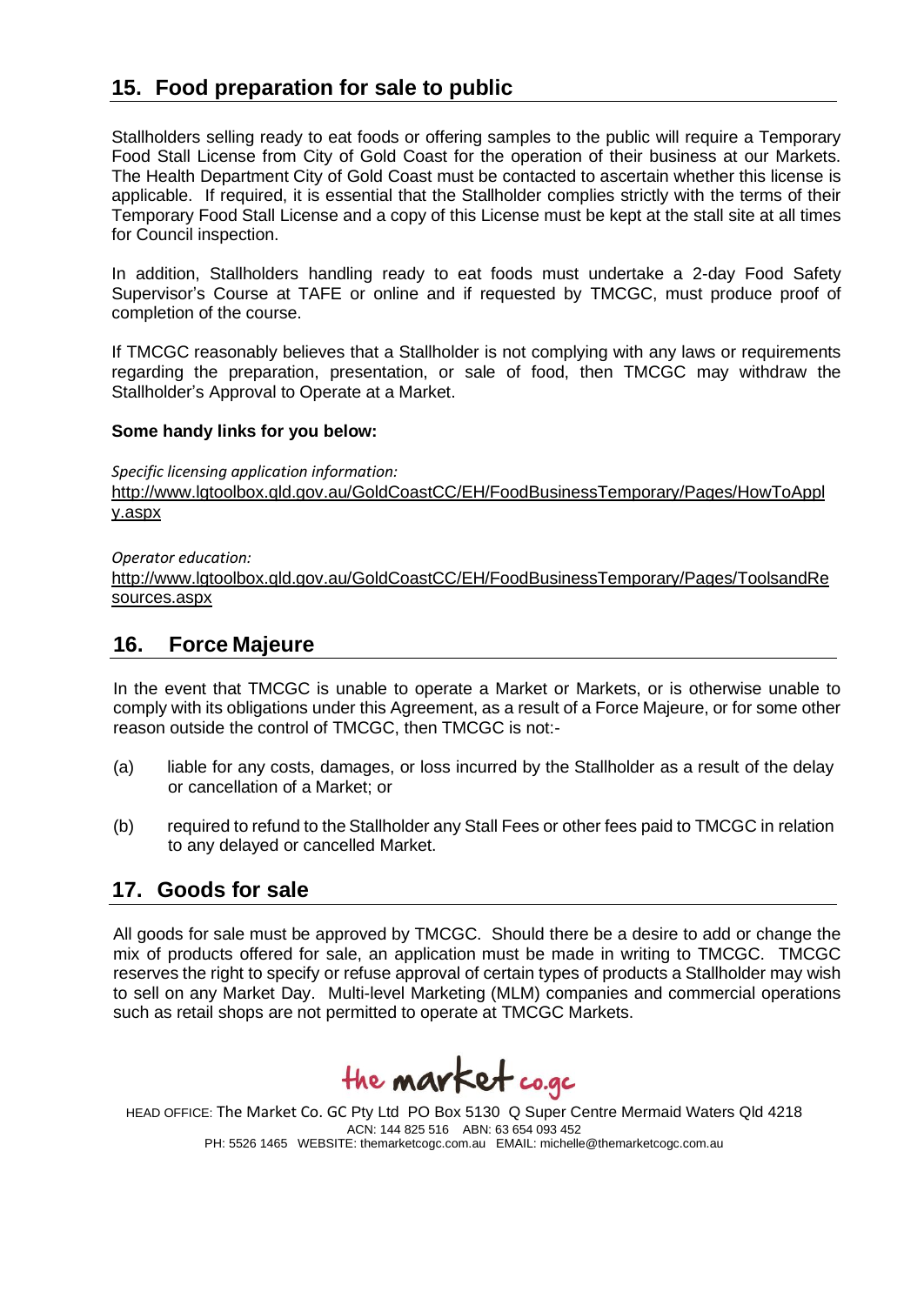## 15. Food preparation for sale to public

Stallholders selling ready to eat foods or offering samples to the public will require a Temporary Food Stall License from City of Gold Coast for the operation of their business at our Markets. The Health Department City of Gold Coast must be contacted to ascertain whether this license is applicable. If required, it is essential that the Stallholder complies strictly with the terms of their Temporary Food Stall License and a copy of this License must be kept at the stall site at all times for Council inspection.

In addition, Stallholders handling ready to eat foods must undertake a 2-day Food Safety Supervisor's Course at TAFE or online and if requested by TMCGC, must produce proof of completion of the course.

If TMCGC reasonably believes that a Stallholder is not complying with any laws or requirements regarding the preparation, presentation, or sale of food, then TMCGC may withdraw the Stallholder's Approval to Operate at a Market.

**Some handy links for you below:**

*Specific licensing application information:*
http://www.lgtoolbox.qld.gov.au/GoldCoastCC/EH/FoodBusinessTemporary/Pages/HowToApply.aspx

*Operator education:*
http://www.lgtoolbox.qld.gov.au/GoldCoastCC/EH/FoodBusinessTemporary/Pages/ToolsandResources.aspx

## 16. Force Majeure

In the event that TMCGC is unable to operate a Market or Markets, or is otherwise unable to comply with its obligations under this Agreement, as a result of a Force Majeure, or for some other reason outside the control of TMCGC, then TMCGC is not:-

(a) liable for any costs, damages, or loss incurred by the Stallholder as a result of the delay or cancellation of a Market; or

(b) required to refund to the Stallholder any Stall Fees or other fees paid to TMCGC in relation to any delayed or cancelled Market.

## 17. Goods for sale

All goods for sale must be approved by TMCGC. Should there be a desire to add or change the mix of products offered for sale, an application must be made in writing to TMCGC. TMCGC reserves the right to specify or refuse approval of certain types of products a Stallholder may wish to sell on any Market Day. Multi-level Marketing (MLM) companies and commercial operations such as retail shops are not permitted to operate at TMCGC Markets.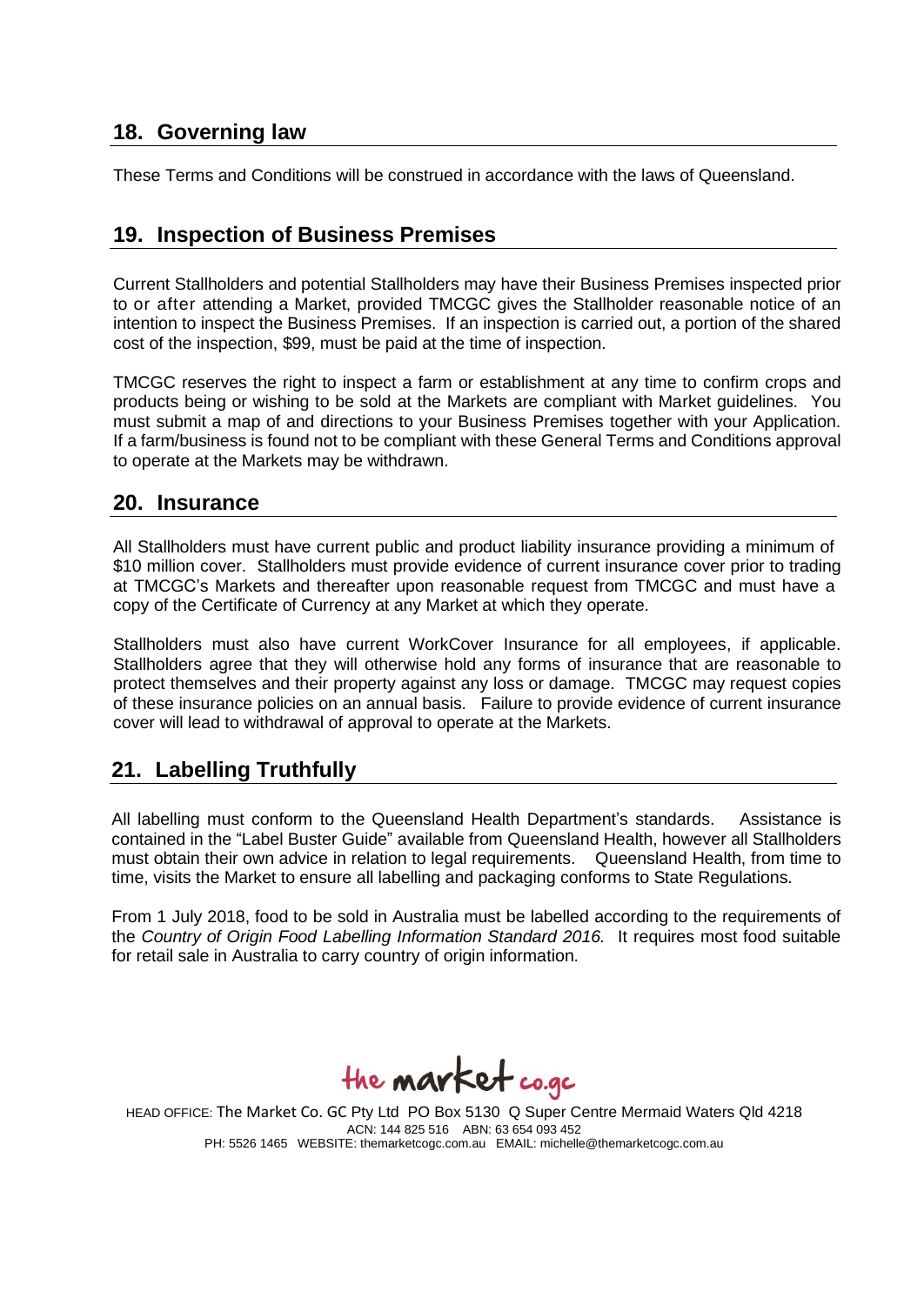## 18. Governing law

These Terms and Conditions will be construed in accordance with the laws of Queensland.

## 19. Inspection of Business Premises

Current Stallholders and potential Stallholders may have their Business Premises inspected prior to or after attending a Market, provided TMCGC gives the Stallholder reasonable notice of an intention to inspect the Business Premises. If an inspection is carried out, a portion of the shared cost of the inspection, $99, must be paid at the time of inspection.

TMCGC reserves the right to inspect a farm or establishment at any time to confirm crops and products being or wishing to be sold at the Markets are compliant with Market guidelines. You must submit a map of and directions to your Business Premises together with your Application. If a farm/business is found not to be compliant with these General Terms and Conditions approval to operate at the Markets may be withdrawn.

## 20. Insurance

All Stallholders must have current public and product liability insurance providing a minimum of $10 million cover. Stallholders must provide evidence of current insurance cover prior to trading at TMCGC's Markets and thereafter upon reasonable request from TMCGC and must have a copy of the Certificate of Currency at any Market at which they operate.

Stallholders must also have current WorkCover Insurance for all employees, if applicable. Stallholders agree that they will otherwise hold any forms of insurance that are reasonable to protect themselves and their property against any loss or damage. TMCGC may request copies of these insurance policies on an annual basis. Failure to provide evidence of current insurance cover will lead to withdrawal of approval to operate at the Markets.

## 21. Labelling Truthfully

All labelling must conform to the Queensland Health Department's standards. Assistance is contained in the "Label Buster Guide" available from Queensland Health, however all Stallholders must obtain their own advice in relation to legal requirements. Queensland Health, from time to time, visits the Market to ensure all labelling and packaging conforms to State Regulations.

From 1 July 2018, food to be sold in Australia must be labelled according to the requirements of the *Country of Origin Food Labelling Information Standard 2016.* It requires most food suitable for retail sale in Australia to carry country of origin information.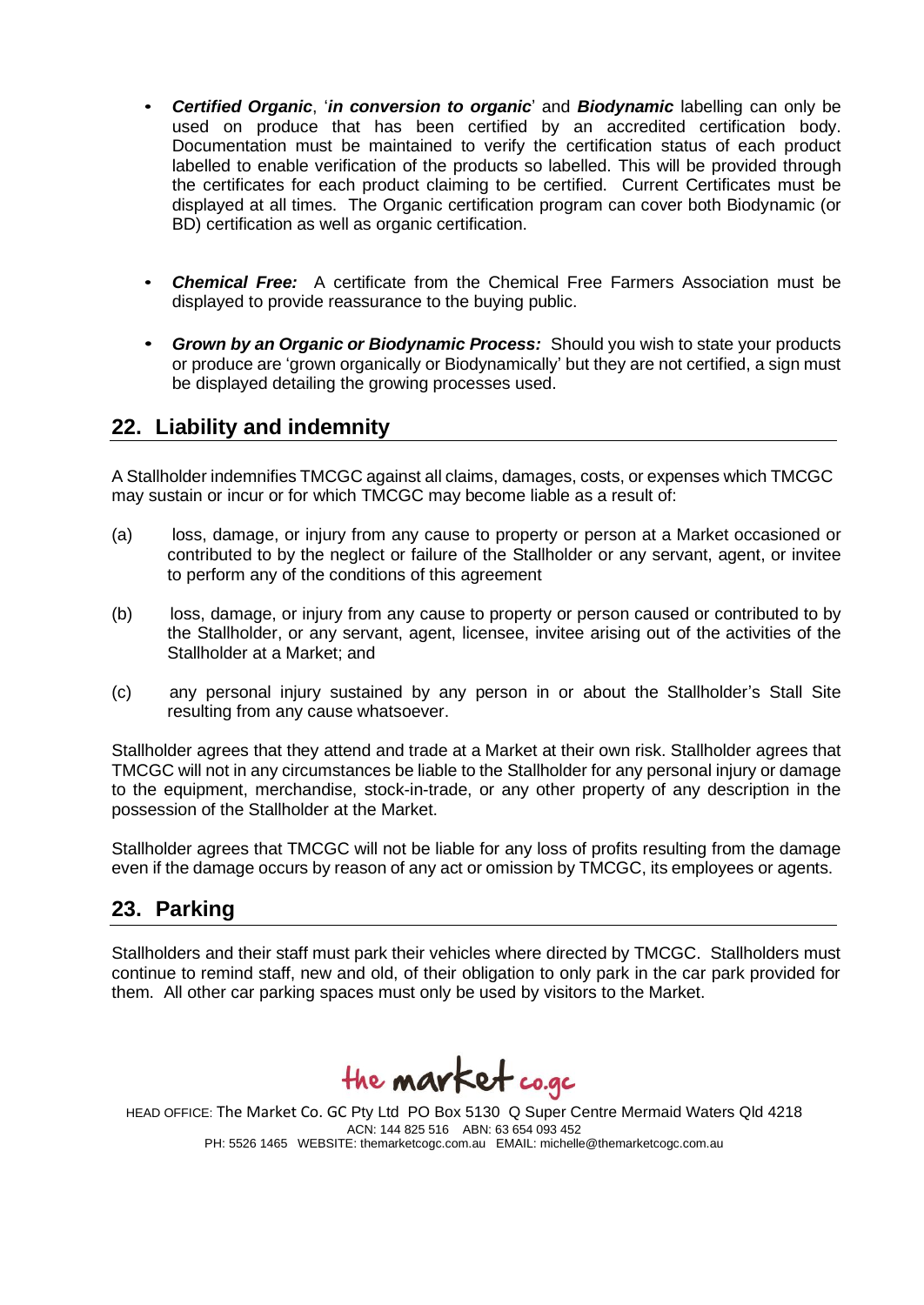- ***Certified Organic***, '***in conversion to organic***' and ***Biodynamic*** labelling can only be used on produce that has been certified by an accredited certification body. Documentation must be maintained to verify the certification status of each product labelled to enable verification of the products so labelled. This will be provided through the certificates for each product claiming to be certified. Current Certificates must be displayed at all times. The Organic certification program can cover both Biodynamic (or BD) certification as well as organic certification.

- ***Chemical Free:*** A certificate from the Chemical Free Farmers Association must be displayed to provide reassurance to the buying public.

- ***Grown by an Organic or Biodynamic Process:*** Should you wish to state your products or produce are 'grown organically or Biodynamically' but they are not certified, a sign must be displayed detailing the growing processes used.

## 22. Liability and indemnity

A Stallholder indemnifies TMCGC against all claims, damages, costs, or expenses which TMCGC may sustain or incur or for which TMCGC may become liable as a result of:

(a) loss, damage, or injury from any cause to property or person at a Market occasioned or contributed to by the neglect or failure of the Stallholder or any servant, agent, or invitee to perform any of the conditions of this agreement

(b) loss, damage, or injury from any cause to property or person caused or contributed to by the Stallholder, or any servant, agent, licensee, invitee arising out of the activities of the Stallholder at a Market; and

(c) any personal injury sustained by any person in or about the Stallholder's Stall Site resulting from any cause whatsoever.

Stallholder agrees that they attend and trade at a Market at their own risk. Stallholder agrees that TMCGC will not in any circumstances be liable to the Stallholder for any personal injury or damage to the equipment, merchandise, stock-in-trade, or any other property of any description in the possession of the Stallholder at the Market.

Stallholder agrees that TMCGC will not be liable for any loss of profits resulting from the damage even if the damage occurs by reason of any act or omission by TMCGC, its employees or agents.

## 23. Parking

Stallholders and their staff must park their vehicles where directed by TMCGC. Stallholders must continue to remind staff, new and old, of their obligation to only park in the car park provided for them. All other car parking spaces must only be used by visitors to the Market.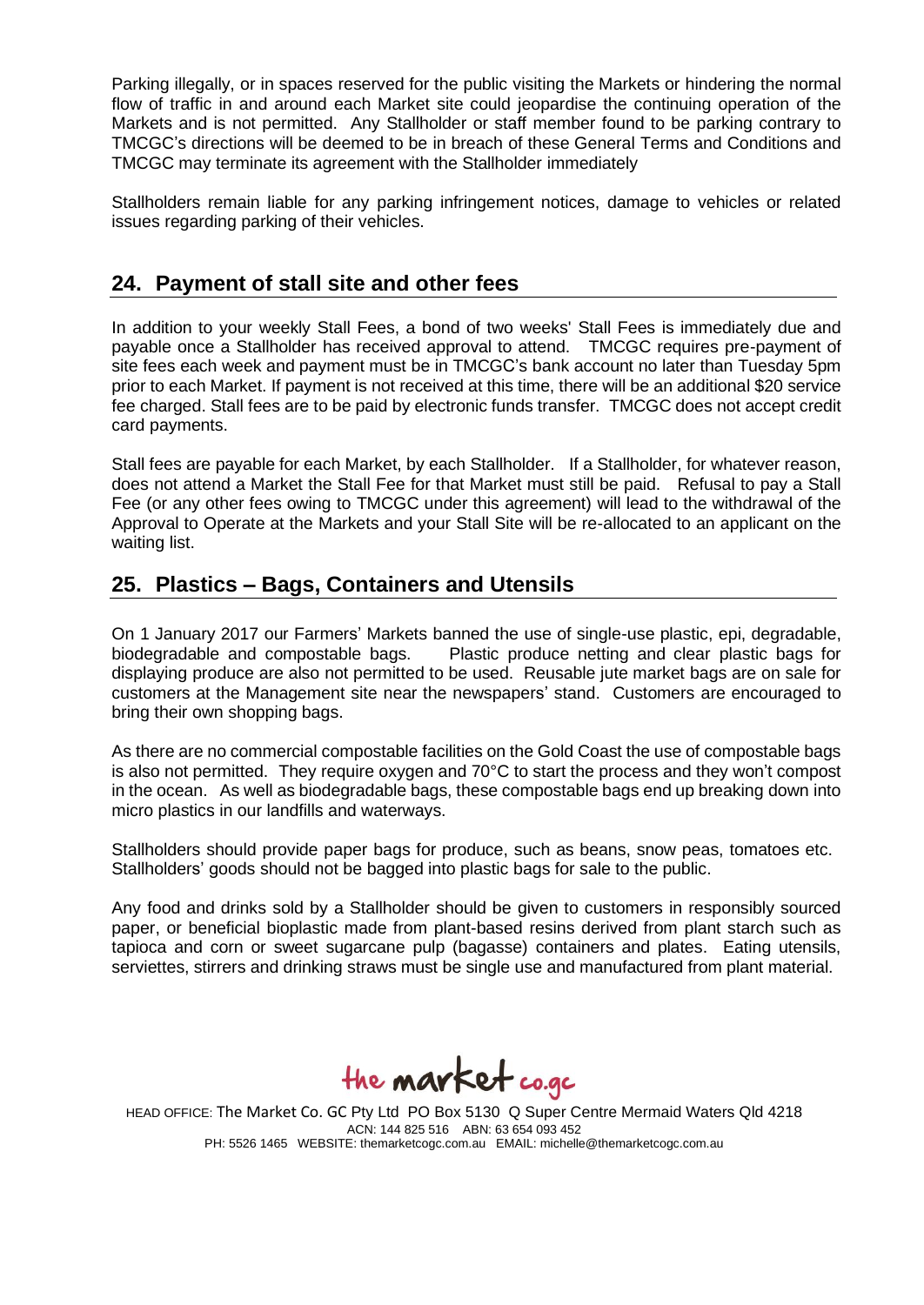Parking illegally, or in spaces reserved for the public visiting the Markets or hindering the normal flow of traffic in and around each Market site could jeopardise the continuing operation of the Markets and is not permitted. Any Stallholder or staff member found to be parking contrary to TMCGC's directions will be deemed to be in breach of these General Terms and Conditions and TMCGC may terminate its agreement with the Stallholder immediately

Stallholders remain liable for any parking infringement notices, damage to vehicles or related issues regarding parking of their vehicles.

## 24. Payment of stall site and other fees

In addition to your weekly Stall Fees, a bond of two weeks' Stall Fees is immediately due and payable once a Stallholder has received approval to attend. TMCGC requires pre-payment of site fees each week and payment must be in TMCGC's bank account no later than Tuesday 5pm prior to each Market. If payment is not received at this time, there will be an additional $20 service fee charged. Stall fees are to be paid by electronic funds transfer. TMCGC does not accept credit card payments.

Stall fees are payable for each Market, by each Stallholder. If a Stallholder, for whatever reason, does not attend a Market the Stall Fee for that Market must still be paid. Refusal to pay a Stall Fee (or any other fees owing to TMCGC under this agreement) will lead to the withdrawal of the Approval to Operate at the Markets and your Stall Site will be re-allocated to an applicant on the waiting list.

## 25. Plastics – Bags, Containers and Utensils

On 1 January 2017 our Farmers' Markets banned the use of single-use plastic, epi, degradable, biodegradable and compostable bags. Plastic produce netting and clear plastic bags for displaying produce are also not permitted to be used. Reusable jute market bags are on sale for customers at the Management site near the newspapers' stand. Customers are encouraged to bring their own shopping bags.

As there are no commercial compostable facilities on the Gold Coast the use of compostable bags is also not permitted. They require oxygen and 70°C to start the process and they won't compost in the ocean. As well as biodegradable bags, these compostable bags end up breaking down into micro plastics in our landfills and waterways.

Stallholders should provide paper bags for produce, such as beans, snow peas, tomatoes etc. Stallholders' goods should not be bagged into plastic bags for sale to the public.

Any food and drinks sold by a Stallholder should be given to customers in responsibly sourced paper, or beneficial bioplastic made from plant-based resins derived from plant starch such as tapioca and corn or sweet sugarcane pulp (bagasse) containers and plates. Eating utensils, serviettes, stirrers and drinking straws must be single use and manufactured from plant material.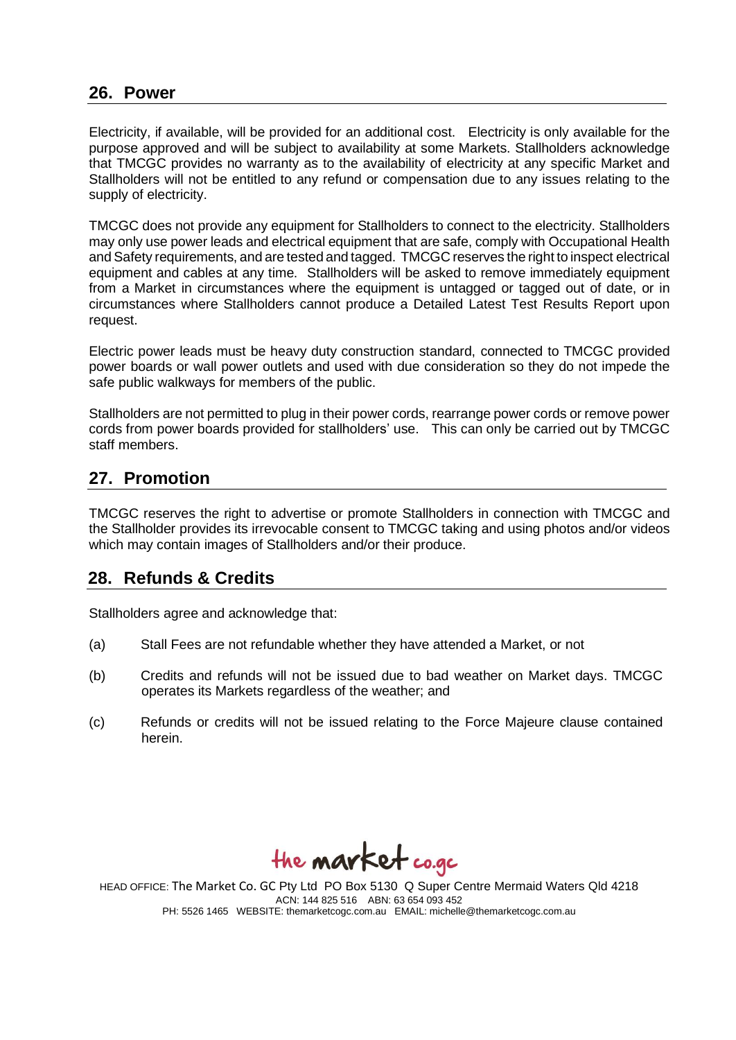## 26. Power

Electricity, if available, will be provided for an additional cost. Electricity is only available for the purpose approved and will be subject to availability at some Markets. Stallholders acknowledge that TMCGC provides no warranty as to the availability of electricity at any specific Market and Stallholders will not be entitled to any refund or compensation due to any issues relating to the supply of electricity.

TMCGC does not provide any equipment for Stallholders to connect to the electricity. Stallholders may only use power leads and electrical equipment that are safe, comply with Occupational Health and Safety requirements, and are tested and tagged. TMCGC reserves the right to inspect electrical equipment and cables at any time. Stallholders will be asked to remove immediately equipment from a Market in circumstances where the equipment is untagged or tagged out of date, or in circumstances where Stallholders cannot produce a Detailed Latest Test Results Report upon request.

Electric power leads must be heavy duty construction standard, connected to TMCGC provided power boards or wall power outlets and used with due consideration so they do not impede the safe public walkways for members of the public.

Stallholders are not permitted to plug in their power cords, rearrange power cords or remove power cords from power boards provided for stallholders' use. This can only be carried out by TMCGC staff members.

## 27. Promotion

TMCGC reserves the right to advertise or promote Stallholders in connection with TMCGC and the Stallholder provides its irrevocable consent to TMCGC taking and using photos and/or videos which may contain images of Stallholders and/or their produce.

## 28. Refunds & Credits

Stallholders agree and acknowledge that:

(a) Stall Fees are not refundable whether they have attended a Market, or not

(b) Credits and refunds will not be issued due to bad weather on Market days. TMCGC operates its Markets regardless of the weather; and

(c) Refunds or credits will not be issued relating to the Force Majeure clause contained herein.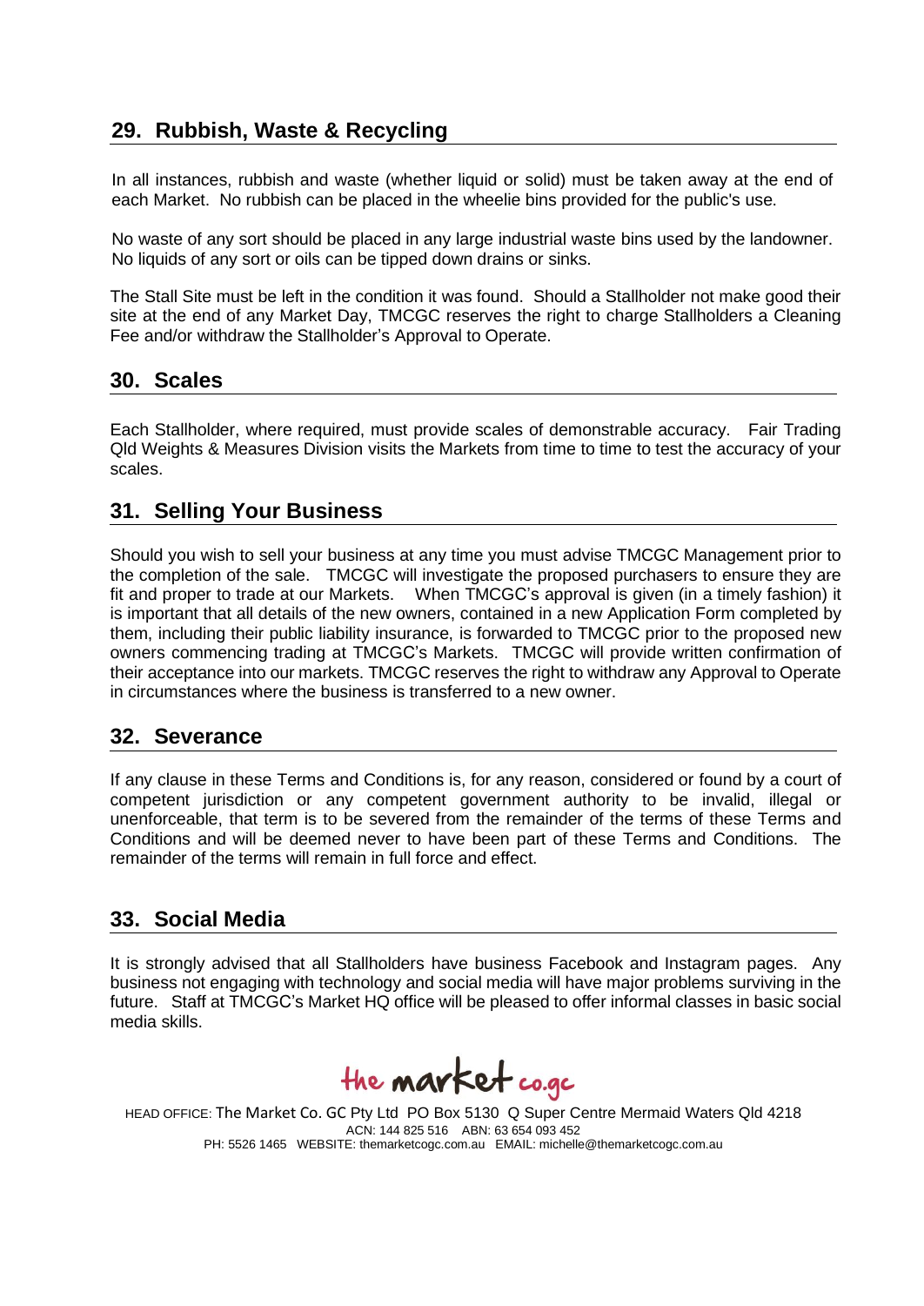## 29. Rubbish, Waste & Recycling

In all instances, rubbish and waste (whether liquid or solid) must be taken away at the end of each Market. No rubbish can be placed in the wheelie bins provided for the public's use.

No waste of any sort should be placed in any large industrial waste bins used by the landowner. No liquids of any sort or oils can be tipped down drains or sinks.

The Stall Site must be left in the condition it was found. Should a Stallholder not make good their site at the end of any Market Day, TMCGC reserves the right to charge Stallholders a Cleaning Fee and/or withdraw the Stallholder's Approval to Operate.

## 30. Scales

Each Stallholder, where required, must provide scales of demonstrable accuracy. Fair Trading Qld Weights & Measures Division visits the Markets from time to time to test the accuracy of your scales.

## 31. Selling Your Business

Should you wish to sell your business at any time you must advise TMCGC Management prior to the completion of the sale. TMCGC will investigate the proposed purchasers to ensure they are fit and proper to trade at our Markets. When TMCGC's approval is given (in a timely fashion) it is important that all details of the new owners, contained in a new Application Form completed by them, including their public liability insurance, is forwarded to TMCGC prior to the proposed new owners commencing trading at TMCGC's Markets. TMCGC will provide written confirmation of their acceptance into our markets. TMCGC reserves the right to withdraw any Approval to Operate in circumstances where the business is transferred to a new owner.

## 32. Severance

If any clause in these Terms and Conditions is, for any reason, considered or found by a court of competent jurisdiction or any competent government authority to be invalid, illegal or unenforceable, that term is to be severed from the remainder of the terms of these Terms and Conditions and will be deemed never to have been part of these Terms and Conditions. The remainder of the terms will remain in full force and effect.

## 33. Social Media

It is strongly advised that all Stallholders have business Facebook and Instagram pages. Any business not engaging with technology and social media will have major problems surviving in the future. Staff at TMCGC's Market HQ office will be pleased to offer informal classes in basic social media skills.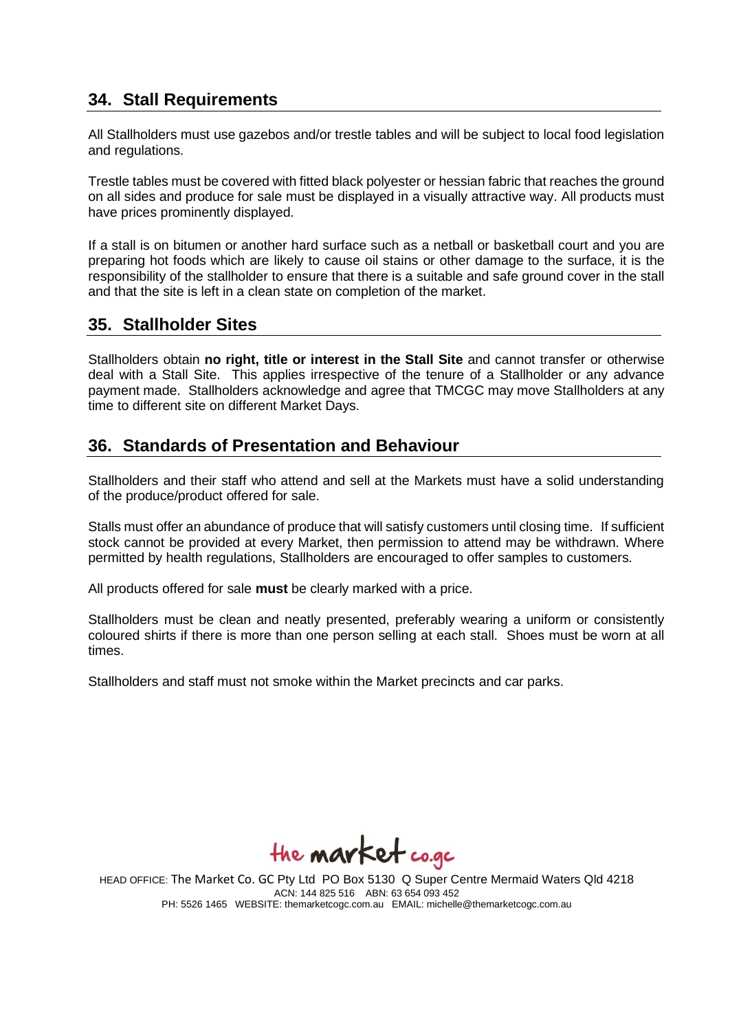## 34. Stall Requirements

All Stallholders must use gazebos and/or trestle tables and will be subject to local food legislation and regulations.

Trestle tables must be covered with fitted black polyester or hessian fabric that reaches the ground on all sides and produce for sale must be displayed in a visually attractive way. All products must have prices prominently displayed.

If a stall is on bitumen or another hard surface such as a netball or basketball court and you are preparing hot foods which are likely to cause oil stains or other damage to the surface, it is the responsibility of the stallholder to ensure that there is a suitable and safe ground cover in the stall and that the site is left in a clean state on completion of the market.

## 35. Stallholder Sites

Stallholders obtain **no right, title or interest in the Stall Site** and cannot transfer or otherwise deal with a Stall Site. This applies irrespective of the tenure of a Stallholder or any advance payment made. Stallholders acknowledge and agree that TMCGC may move Stallholders at any time to different site on different Market Days.

## 36. Standards of Presentation and Behaviour

Stallholders and their staff who attend and sell at the Markets must have a solid understanding of the produce/product offered for sale.

Stalls must offer an abundance of produce that will satisfy customers until closing time. If sufficient stock cannot be provided at every Market, then permission to attend may be withdrawn. Where permitted by health regulations, Stallholders are encouraged to offer samples to customers.

All products offered for sale **must** be clearly marked with a price.

Stallholders must be clean and neatly presented, preferably wearing a uniform or consistently coloured shirts if there is more than one person selling at each stall. Shoes must be worn at all times.

Stallholders and staff must not smoke within the Market precincts and car parks.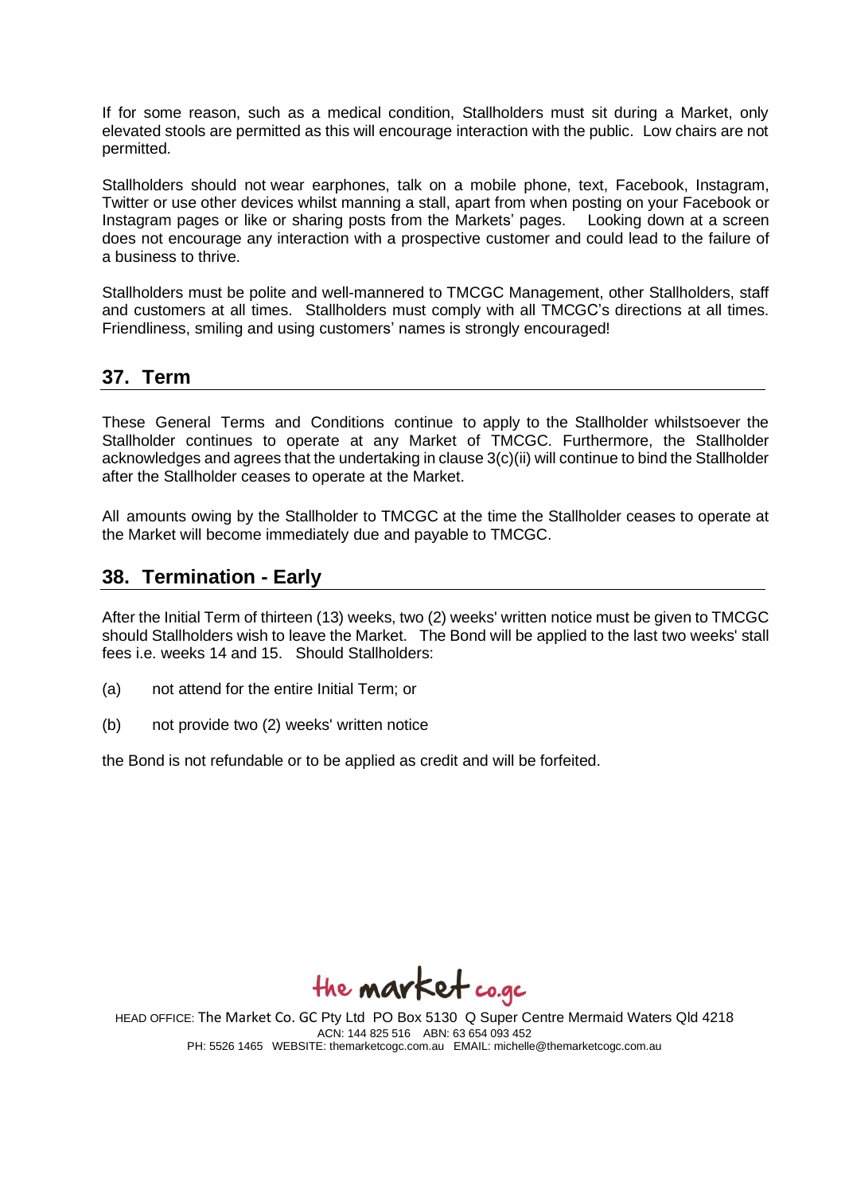If for some reason, such as a medical condition, Stallholders must sit during a Market, only elevated stools are permitted as this will encourage interaction with the public. Low chairs are not permitted.

Stallholders should not wear earphones, talk on a mobile phone, text, Facebook, Instagram, Twitter or use other devices whilst manning a stall, apart from when posting on your Facebook or Instagram pages or like or sharing posts from the Markets' pages. Looking down at a screen does not encourage any interaction with a prospective customer and could lead to the failure of a business to thrive.

Stallholders must be polite and well-mannered to TMCGC Management, other Stallholders, staff and customers at all times. Stallholders must comply with all TMCGC's directions at all times. Friendliness, smiling and using customers' names is strongly encouraged!

## 37. Term

These General Terms and Conditions continue to apply to the Stallholder whilstsoever the Stallholder continues to operate at any Market of TMCGC. Furthermore, the Stallholder acknowledges and agrees that the undertaking in clause 3(c)(ii) will continue to bind the Stallholder after the Stallholder ceases to operate at the Market.

All amounts owing by the Stallholder to TMCGC at the time the Stallholder ceases to operate at the Market will become immediately due and payable to TMCGC.

## 38. Termination - Early

After the Initial Term of thirteen (13) weeks, two (2) weeks' written notice must be given to TMCGC should Stallholders wish to leave the Market. The Bond will be applied to the last two weeks' stall fees i.e. weeks 14 and 15. Should Stallholders:

(a) not attend for the entire Initial Term; or

(b) not provide two (2) weeks' written notice

the Bond is not refundable or to be applied as credit and will be forfeited.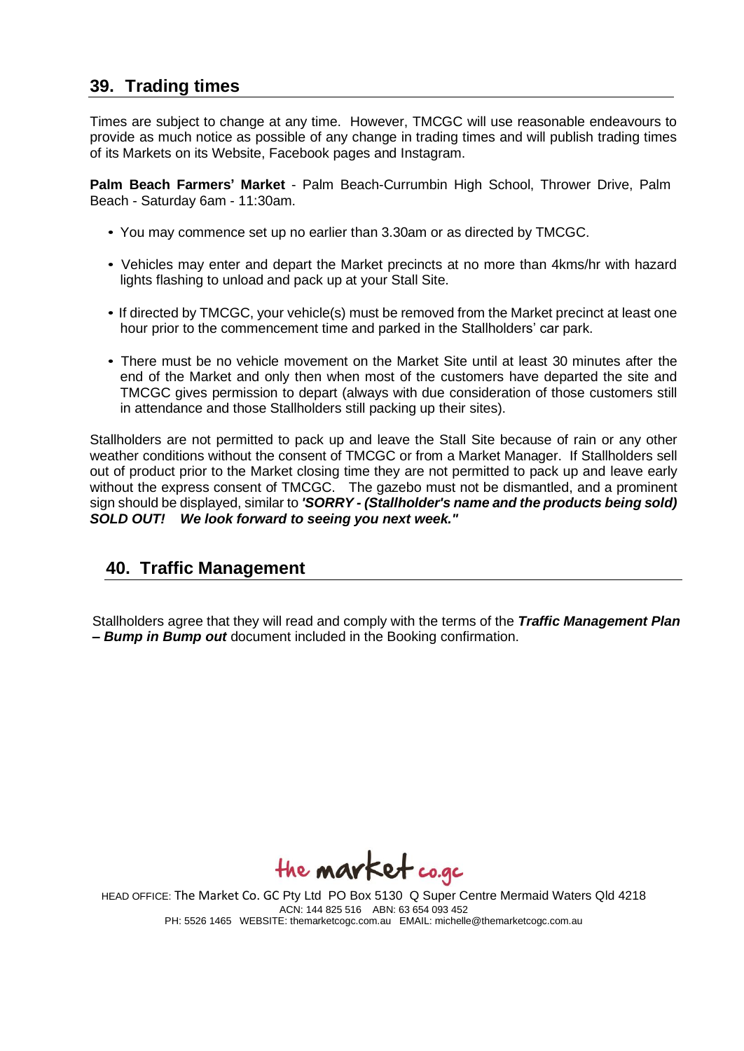## 39. Trading times

Times are subject to change at any time. However, TMCGC will use reasonable endeavours to provide as much notice as possible of any change in trading times and will publish trading times of its Markets on its Website, Facebook pages and Instagram.

**Palm Beach Farmers' Market** - Palm Beach-Currumbin High School, Thrower Drive, Palm Beach - Saturday 6am - 11:30am.

- You may commence set up no earlier than 3.30am or as directed by TMCGC.
- Vehicles may enter and depart the Market precincts at no more than 4kms/hr with hazard lights flashing to unload and pack up at your Stall Site.
- If directed by TMCGC, your vehicle(s) must be removed from the Market precinct at least one hour prior to the commencement time and parked in the Stallholders' car park.
- There must be no vehicle movement on the Market Site until at least 30 minutes after the end of the Market and only then when most of the customers have departed the site and TMCGC gives permission to depart (always with due consideration of those customers still in attendance and those Stallholders still packing up their sites).

Stallholders are not permitted to pack up and leave the Stall Site because of rain or any other weather conditions without the consent of TMCGC or from a Market Manager. If Stallholders sell out of product prior to the Market closing time they are not permitted to pack up and leave early without the express consent of TMCGC. The gazebo must not be dismantled, and a prominent sign should be displayed, similar to ***'SORRY - (Stallholder's name and the products being sold) SOLD OUT! We look forward to seeing you next week."***

## 40. Traffic Management

Stallholders agree that they will read and comply with the terms of the ***Traffic Management Plan – Bump in Bump out*** document included in the Booking confirmation.

the market co.gc

HEAD OFFICE: The Market Co. GC Pty Ltd PO Box 5130 Q Super Centre Mermaid Waters Qld 4218
ACN: 144 825 516 ABN: 63 654 093 452
PH: 5526 1465 WEBSITE: themarketcogc.com.au EMAIL: michelle@themarketcogc.com.au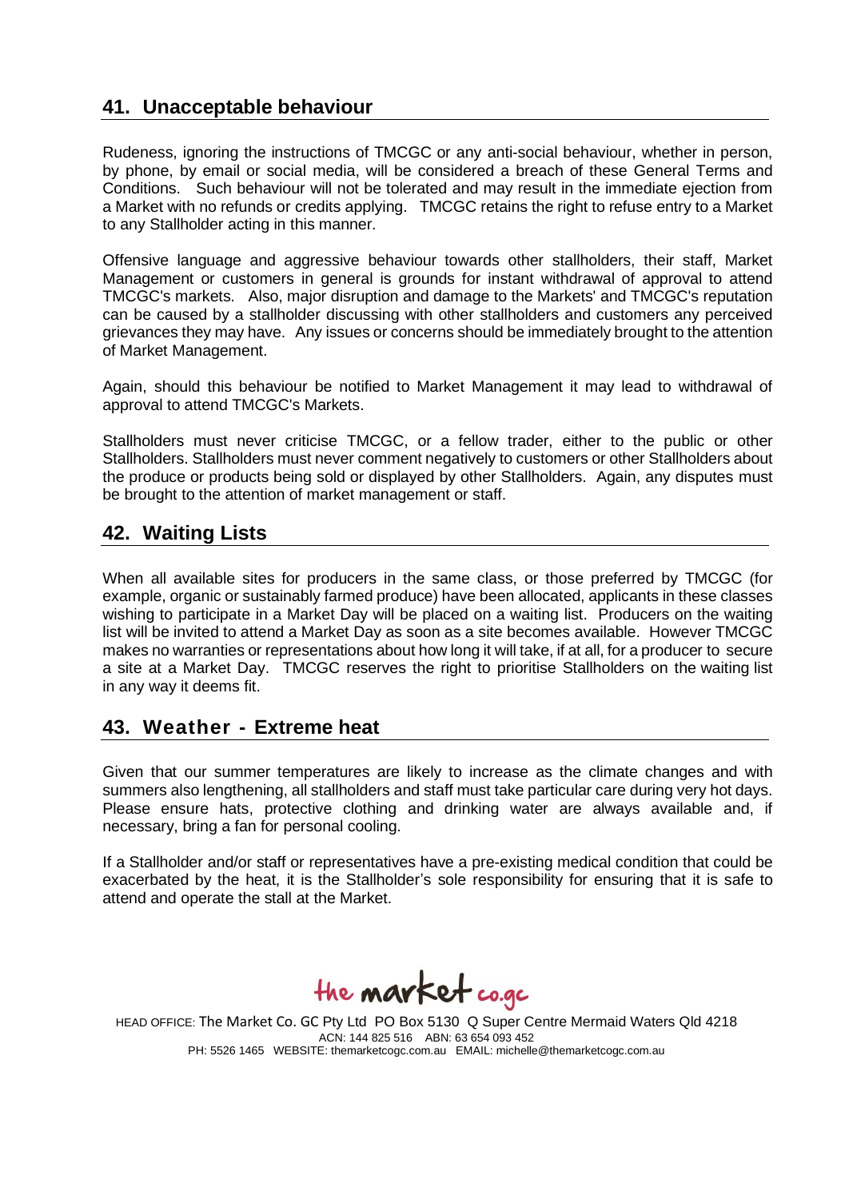## 41. Unacceptable behaviour

Rudeness, ignoring the instructions of TMCGC or any anti-social behaviour, whether in person, by phone, by email or social media, will be considered a breach of these General Terms and Conditions. Such behaviour will not be tolerated and may result in the immediate ejection from a Market with no refunds or credits applying. TMCGC retains the right to refuse entry to a Market to any Stallholder acting in this manner.

Offensive language and aggressive behaviour towards other stallholders, their staff, Market Management or customers in general is grounds for instant withdrawal of approval to attend TMCGC's markets. Also, major disruption and damage to the Markets' and TMCGC's reputation can be caused by a stallholder discussing with other stallholders and customers any perceived grievances they may have. Any issues or concerns should be immediately brought to the attention of Market Management.

Again, should this behaviour be notified to Market Management it may lead to withdrawal of approval to attend TMCGC's Markets.

Stallholders must never criticise TMCGC, or a fellow trader, either to the public or other Stallholders. Stallholders must never comment negatively to customers or other Stallholders about the produce or products being sold or displayed by other Stallholders. Again, any disputes must be brought to the attention of market management or staff.

## 42. Waiting Lists

When all available sites for producers in the same class, or those preferred by TMCGC (for example, organic or sustainably farmed produce) have been allocated, applicants in these classes wishing to participate in a Market Day will be placed on a waiting list. Producers on the waiting list will be invited to attend a Market Day as soon as a site becomes available. However TMCGC makes no warranties or representations about how long it will take, if at all, for a producer to secure a site at a Market Day. TMCGC reserves the right to prioritise Stallholders on the waiting list in any way it deems fit.

## 43. Weather - Extreme heat

Given that our summer temperatures are likely to increase as the climate changes and with summers also lengthening, all stallholders and staff must take particular care during very hot days. Please ensure hats, protective clothing and drinking water are always available and, if necessary, bring a fan for personal cooling.

If a Stallholder and/or staff or representatives have a pre-existing medical condition that could be exacerbated by the heat, it is the Stallholder's sole responsibility for ensuring that it is safe to attend and operate the stall at the Market.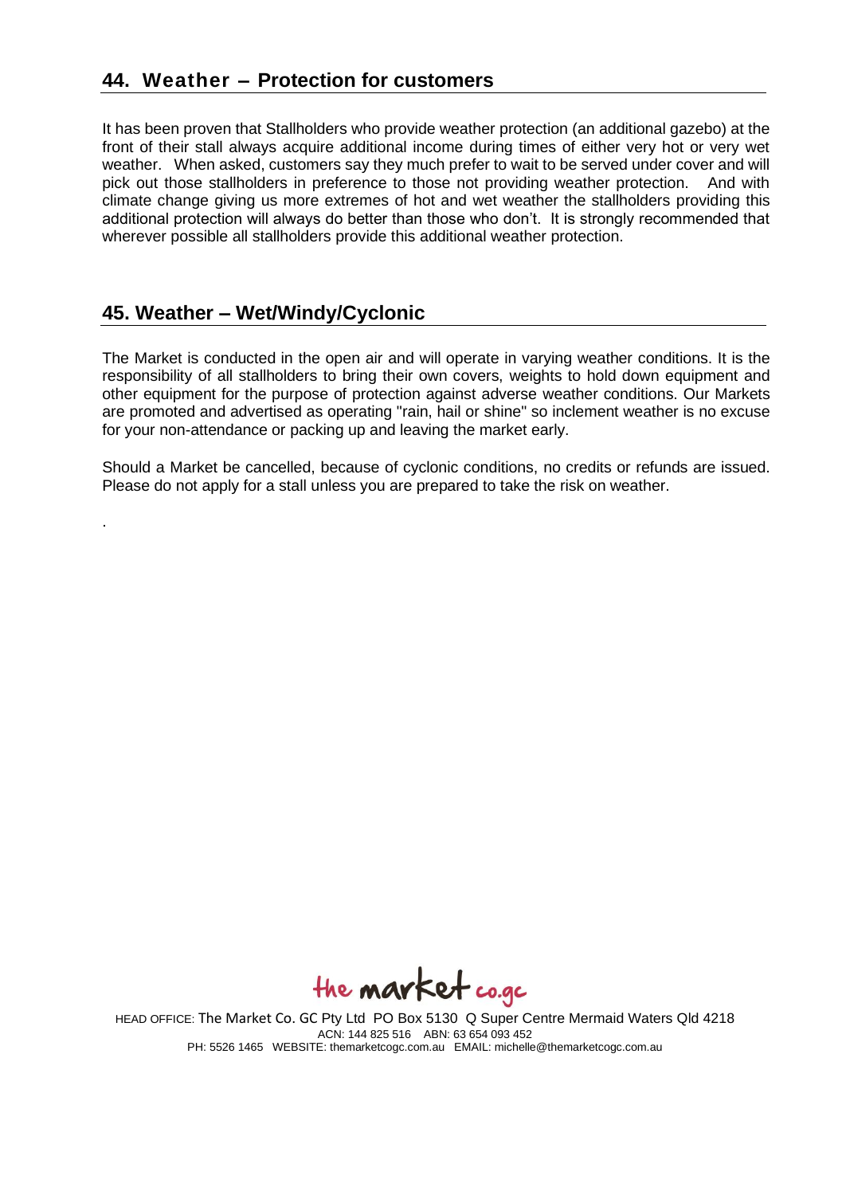## 44. Weather – Protection for customers

It has been proven that Stallholders who provide weather protection (an additional gazebo) at the front of their stall always acquire additional income during times of either very hot or very wet weather. When asked, customers say they much prefer to wait to be served under cover and will pick out those stallholders in preference to those not providing weather protection. And with climate change giving us more extremes of hot and wet weather the stallholders providing this additional protection will always do better than those who don't. It is strongly recommended that wherever possible all stallholders provide this additional weather protection.

## 45. Weather – Wet/Windy/Cyclonic

The Market is conducted in the open air and will operate in varying weather conditions. It is the responsibility of all stallholders to bring their own covers, weights to hold down equipment and other equipment for the purpose of protection against adverse weather conditions. Our Markets are promoted and advertised as operating "rain, hail or shine" so inclement weather is no excuse for your non-attendance or packing up and leaving the market early.

Should a Market be cancelled, because of cyclonic conditions, no credits or refunds are issued. Please do not apply for a stall unless you are prepared to take the risk on weather.

.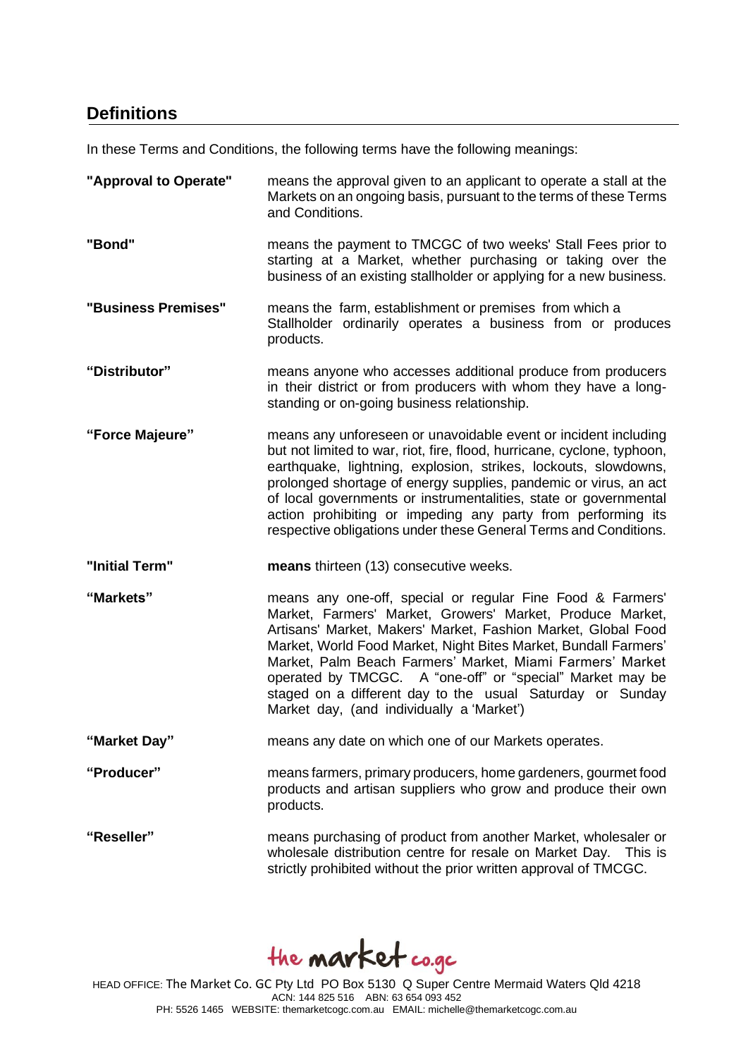## Definitions

In these Terms and Conditions, the following terms have the following meanings:

| | |
|---|---|
| **"Approval to Operate"** | means the approval given to an applicant to operate a stall at the Markets on an ongoing basis, pursuant to the terms of these Terms and Conditions. |
| **"Bond"** | means the payment to TMCGC of two weeks' Stall Fees prior to starting at a Market, whether purchasing or taking over the business of an existing stallholder or applying for a new business. |
| **"Business Premises"** | means the farm, establishment or premises from which a Stallholder ordinarily operates a business from or produces products. |
| **"Distributor"** | means anyone who accesses additional produce from producers in their district or from producers with whom they have a long-standing or on-going business relationship. |
| **"Force Majeure"** | means any unforeseen or unavoidable event or incident including but not limited to war, riot, fire, flood, hurricane, cyclone, typhoon, earthquake, lightning, explosion, strikes, lockouts, slowdowns, prolonged shortage of energy supplies, pandemic or virus, an act of local governments or instrumentalities, state or governmental action prohibiting or impeding any party from performing its respective obligations under these General Terms and Conditions. |
| **"Initial Term"** | **means** thirteen (13) consecutive weeks. |
| **"Markets"** | means any one-off, special or regular Fine Food & Farmers' Market, Farmers' Market, Growers' Market, Produce Market, Artisans' Market, Makers' Market, Fashion Market, Global Food Market, World Food Market, Night Bites Market, Bundall Farmers' Market, Palm Beach Farmers' Market, Miami Farmers' Market operated by TMCGC. A "one-off" or "special" Market may be staged on a different day to the usual Saturday or Sunday Market day, (and individually a 'Market') |
| **"Market Day"** | means any date on which one of our Markets operates. |
| **"Producer"** | means farmers, primary producers, home gardeners, gourmet food products and artisan suppliers who grow and produce their own products. |
| **"Reseller"** | means purchasing of product from another Market, wholesaler or wholesale distribution centre for resale on Market Day. This is strictly prohibited without the prior written approval of TMCGC. |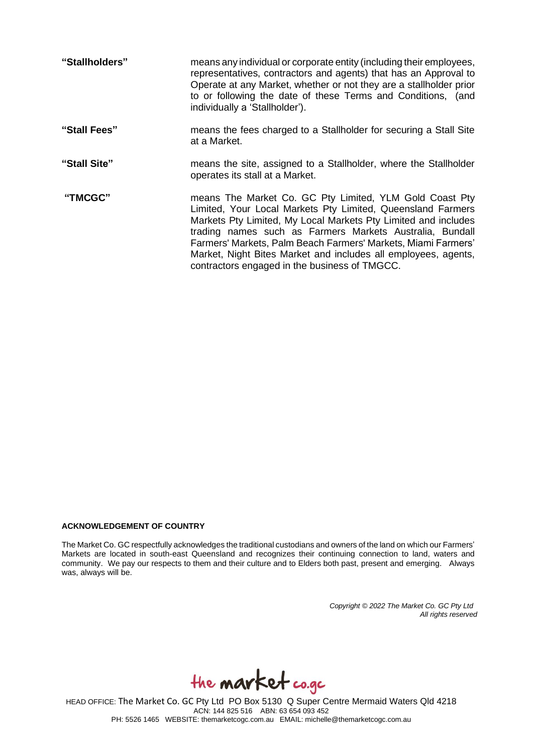| | |
|---|---|
| **"Stallholders"** | means any individual or corporate entity (including their employees, representatives, contractors and agents) that has an Approval to Operate at any Market, whether or not they are a stallholder prior to or following the date of these Terms and Conditions, (and individually a 'Stallholder'). |
| **"Stall Fees"** | means the fees charged to a Stallholder for securing a Stall Site at a Market. |
| **"Stall Site"** | means the site, assigned to a Stallholder, where the Stallholder operates its stall at a Market. |
| **"TMCGC"** | means The Market Co. GC Pty Limited, YLM Gold Coast Pty Limited, Your Local Markets Pty Limited, Queensland Farmers Markets Pty Limited, My Local Markets Pty Limited and includes trading names such as Farmers Markets Australia, Bundall Farmers' Markets, Palm Beach Farmers' Markets, Miami Farmers' Market, Night Bites Market and includes all employees, agents, contractors engaged in the business of TMGCC. |

**ACKNOWLEDGEMENT OF COUNTRY**

The Market Co. GC respectfully acknowledges the traditional custodians and owners of the land on which our Farmers' Markets are located in south-east Queensland and recognizes their continuing connection to land, waters and community. We pay our respects to them and their culture and to Elders both past, present and emerging. Always was, always will be.

*Copyright © 2022 The Market Co. GC Pty Ltd*
*All rights reserved*

the market co.gc

HEAD OFFICE: The Market Co. GC Pty Ltd PO Box 5130 Q Super Centre Mermaid Waters Qld 4218
ACN: 144 825 516 ABN: 63 654 093 452
PH: 5526 1465 WEBSITE: themarketcogc.com.au EMAIL: michelle@themarketcogc.com.au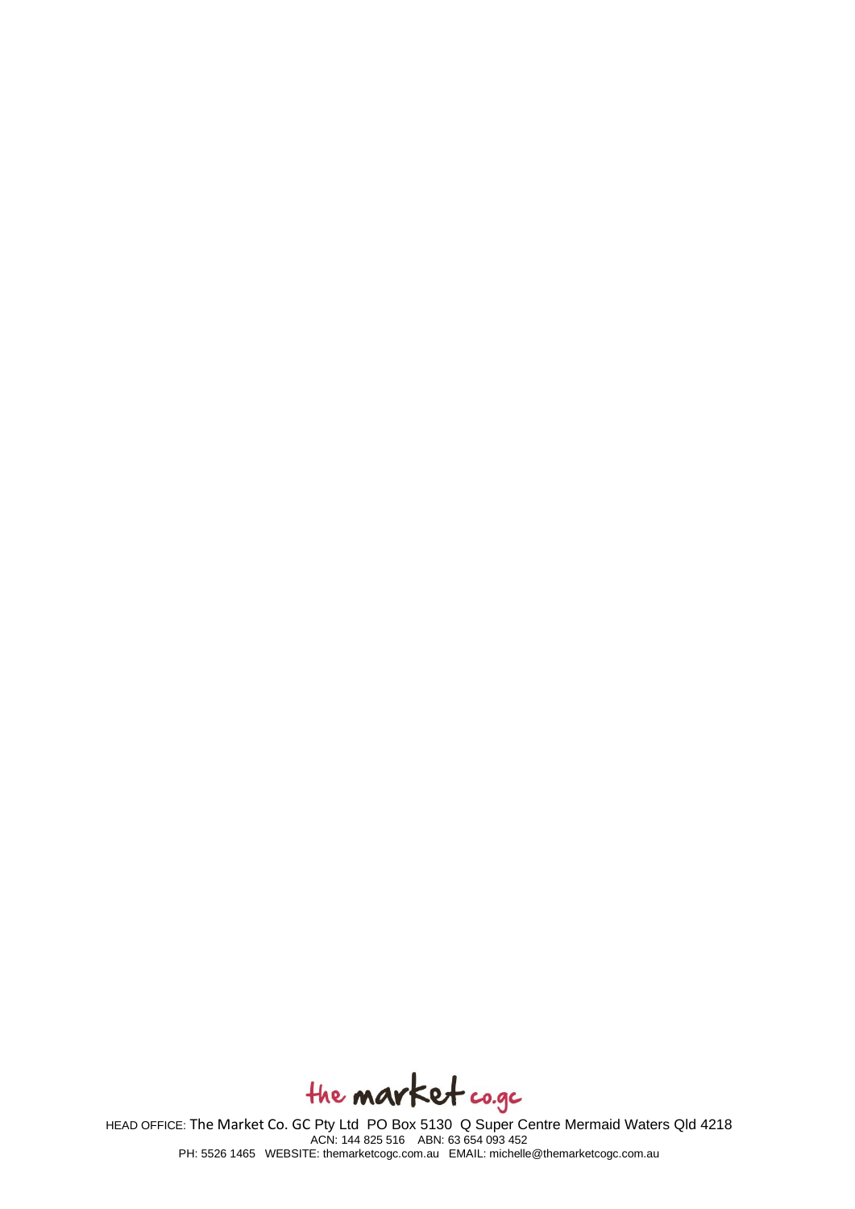the market co.gc

HEAD OFFICE: The Market Co. GC Pty Ltd PO Box 5130 Q Super Centre Mermaid Waters Qld 4218
ACN: 144 825 516 ABN: 63 654 093 452
PH: 5526 1465 WEBSITE: themarketcogc.com.au EMAIL: michelle@themarketcogc.com.au